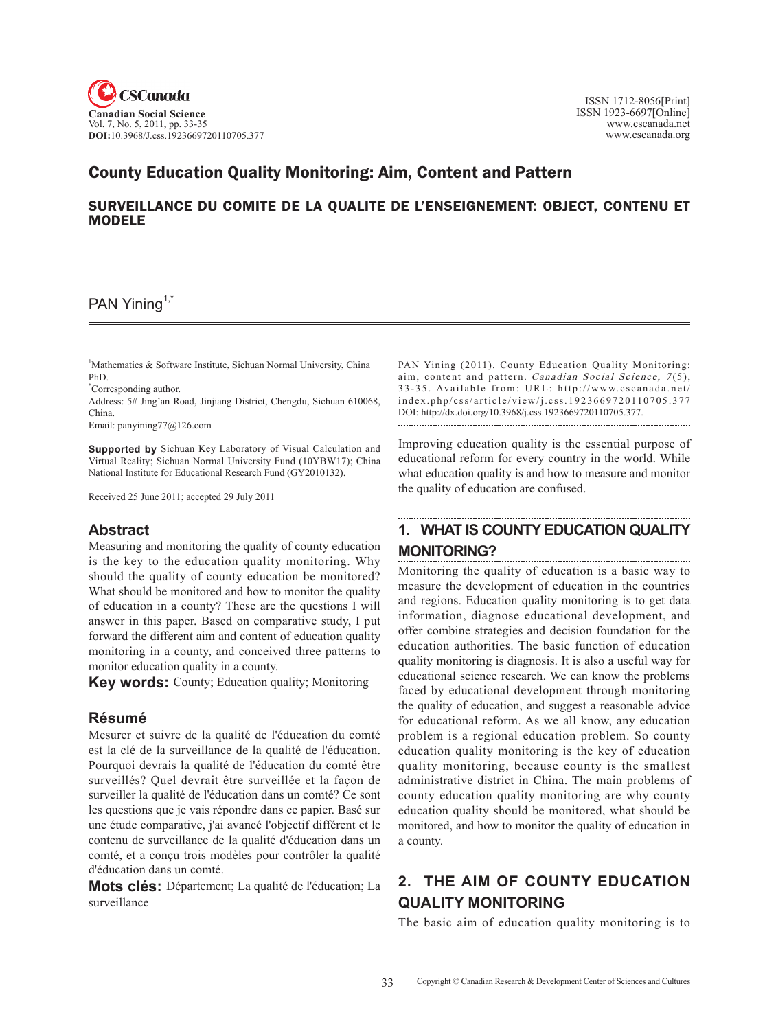# County Education Quality Monitoring: Aim, Content and Pattern

## SURVEILLANCE DU COMITE DE LA QUALITE DE L'ENSEIGNEMENT: OBJECT, CONTENU ET MODELE

PAN Yining[1,*]

[1]Mathematics & Software Institute, Sichuan Normal University, China PhD.

[*]Corresponding author.

Address: 5# Jing'an Road, Jinjiang District, Chengdu, Sichuan 610068, China.

Email: panyining77@126.com

**Supported by** Sichuan Key Laboratory of Visual Calculation and Virtual Reality; Sichuan Normal University Fund (10YBW17); China National Institute for Educational Research Fund (GY2010132).

Received 25 June 2011; accepted 29 July 2011

### Abstract

Measuring and monitoring the quality of county education is the key to the education quality monitoring. Why should the quality of county education be monitored? What should be monitored and how to monitor the quality of education in a county? These are the questions I will answer in this paper. Based on comparative study, I put forward the different aim and content of education quality monitoring in a county, and conceived three patterns to monitor education quality in a county.

**Key words:** County; Education quality; Monitoring

### Résumé

Mesurer et suivre de la qualité de l'éducation du comté est la clé de la surveillance de la qualité de l'éducation. Pourquoi devrais la qualité de l'éducation du comté être surveillés? Quel devrait être surveillée et la façon de surveiller la qualité de l'éducation dans un comté? Ce sont les questions que je vais répondre dans ce papier. Basé sur une étude comparative, j'ai avancé l'objectif différent et le contenu de surveillance de la qualité d'éducation dans un comté, et a conçu trois modèles pour contrôler la qualité d'éducation dans un comté.

**Mots clés:** Département; La qualité de l'éducation; La surveillance

PAN Yining (2011). County Education Quality Monitoring: aim, content and pattern. *Canadian Social Science, 7*(5), 33-35. Available from: URL: http://www.cscanada.net/index.php/css/article/view/j.css.1923669720110705.377 DOI: http://dx.doi.org/10.3968/j.css.1923669720110705.377.

Improving education quality is the essential purpose of educational reform for every country in the world. While what education quality is and how to measure and monitor the quality of education are confused.

## 1. WHAT IS COUNTY EDUCATION QUALITY MONITORING?

Monitoring the quality of education is a basic way to measure the development of education in the countries and regions. Education quality monitoring is to get data information, diagnose educational development, and offer combine strategies and decision foundation for the education authorities. The basic function of education quality monitoring is diagnosis. It is also a useful way for educational science research. We can know the problems faced by educational development through monitoring the quality of education, and suggest a reasonable advice for educational reform. As we all know, any education problem is a regional education problem. So county education quality monitoring is the key of education quality monitoring, because county is the smallest administrative district in China. The main problems of county education quality monitoring are why county education quality should be monitored, what should be monitored, and how to monitor the quality of education in a county.

## 2. THE AIM OF COUNTY EDUCATION QUALITY MONITORING

The basic aim of education quality monitoring is to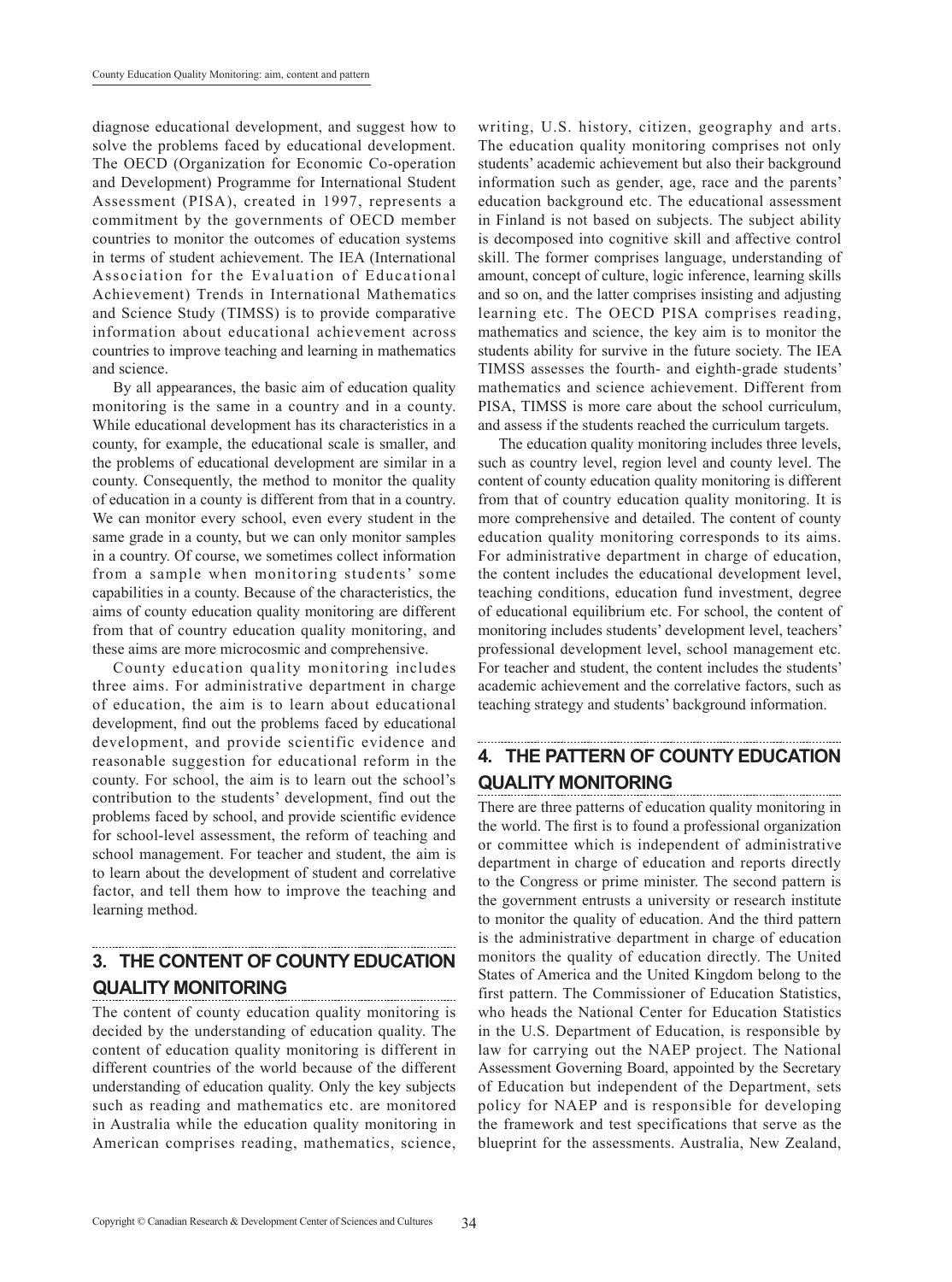diagnose educational development, and suggest how to solve the problems faced by educational development. The OECD (Organization for Economic Co-operation and Development) Programme for International Student Assessment (PISA), created in 1997, represents a commitment by the governments of OECD member countries to monitor the outcomes of education systems in terms of student achievement. The IEA (International Association for the Evaluation of Educational Achievement) Trends in International Mathematics and Science Study (TIMSS) is to provide comparative information about educational achievement across countries to improve teaching and learning in mathematics and science.

By all appearances, the basic aim of education quality monitoring is the same in a country and in a county. While educational development has its characteristics in a county, for example, the educational scale is smaller, and the problems of educational development are similar in a county. Consequently, the method to monitor the quality of education in a county is different from that in a country. We can monitor every school, even every student in the same grade in a county, but we can only monitor samples in a country. Of course, we sometimes collect information from a sample when monitoring students' some capabilities in a county. Because of the characteristics, the aims of county education quality monitoring are different from that of country education quality monitoring, and these aims are more microcosmic and comprehensive.

County education quality monitoring includes three aims. For administrative department in charge of education, the aim is to learn about educational development, find out the problems faced by educational development, and provide scientific evidence and reasonable suggestion for educational reform in the county. For school, the aim is to learn out the school's contribution to the students' development, find out the problems faced by school, and provide scientific evidence for school-level assessment, the reform of teaching and school management. For teacher and student, the aim is to learn about the development of student and correlative factor, and tell them how to improve the teaching and learning method.

## 3. THE CONTENT OF COUNTY EDUCATION QUALITY MONITORING

The content of county education quality monitoring is decided by the understanding of education quality. The content of education quality monitoring is different in different countries of the world because of the different understanding of education quality. Only the key subjects such as reading and mathematics etc. are monitored in Australia while the education quality monitoring in American comprises reading, mathematics, science, writing, U.S. history, citizen, geography and arts. The education quality monitoring comprises not only students' academic achievement but also their background information such as gender, age, race and the parents' education background etc. The educational assessment in Finland is not based on subjects. The subject ability is decomposed into cognitive skill and affective control skill. The former comprises language, understanding of amount, concept of culture, logic inference, learning skills and so on, and the latter comprises insisting and adjusting learning etc. The OECD PISA comprises reading, mathematics and science, the key aim is to monitor the students ability for survive in the future society. The IEA TIMSS assesses the fourth- and eighth-grade students' mathematics and science achievement. Different from PISA, TIMSS is more care about the school curriculum, and assess if the students reached the curriculum targets.

The education quality monitoring includes three levels, such as country level, region level and county level. The content of county education quality monitoring is different from that of country education quality monitoring. It is more comprehensive and detailed. The content of county education quality monitoring corresponds to its aims. For administrative department in charge of education, the content includes the educational development level, teaching conditions, education fund investment, degree of educational equilibrium etc. For school, the content of monitoring includes students' development level, teachers' professional development level, school management etc. For teacher and student, the content includes the students' academic achievement and the correlative factors, such as teaching strategy and students' background information.

## 4. THE PATTERN OF COUNTY EDUCATION QUALITY MONITORING

There are three patterns of education quality monitoring in the world. The first is to found a professional organization or committee which is independent of administrative department in charge of education and reports directly to the Congress or prime minister. The second pattern is the government entrusts a university or research institute to monitor the quality of education. And the third pattern is the administrative department in charge of education monitors the quality of education directly. The United States of America and the United Kingdom belong to the first pattern. The Commissioner of Education Statistics, who heads the National Center for Education Statistics in the U.S. Department of Education, is responsible by law for carrying out the NAEP project. The National Assessment Governing Board, appointed by the Secretary of Education but independent of the Department, sets policy for NAEP and is responsible for developing the framework and test specifications that serve as the blueprint for the assessments. Australia, New Zealand,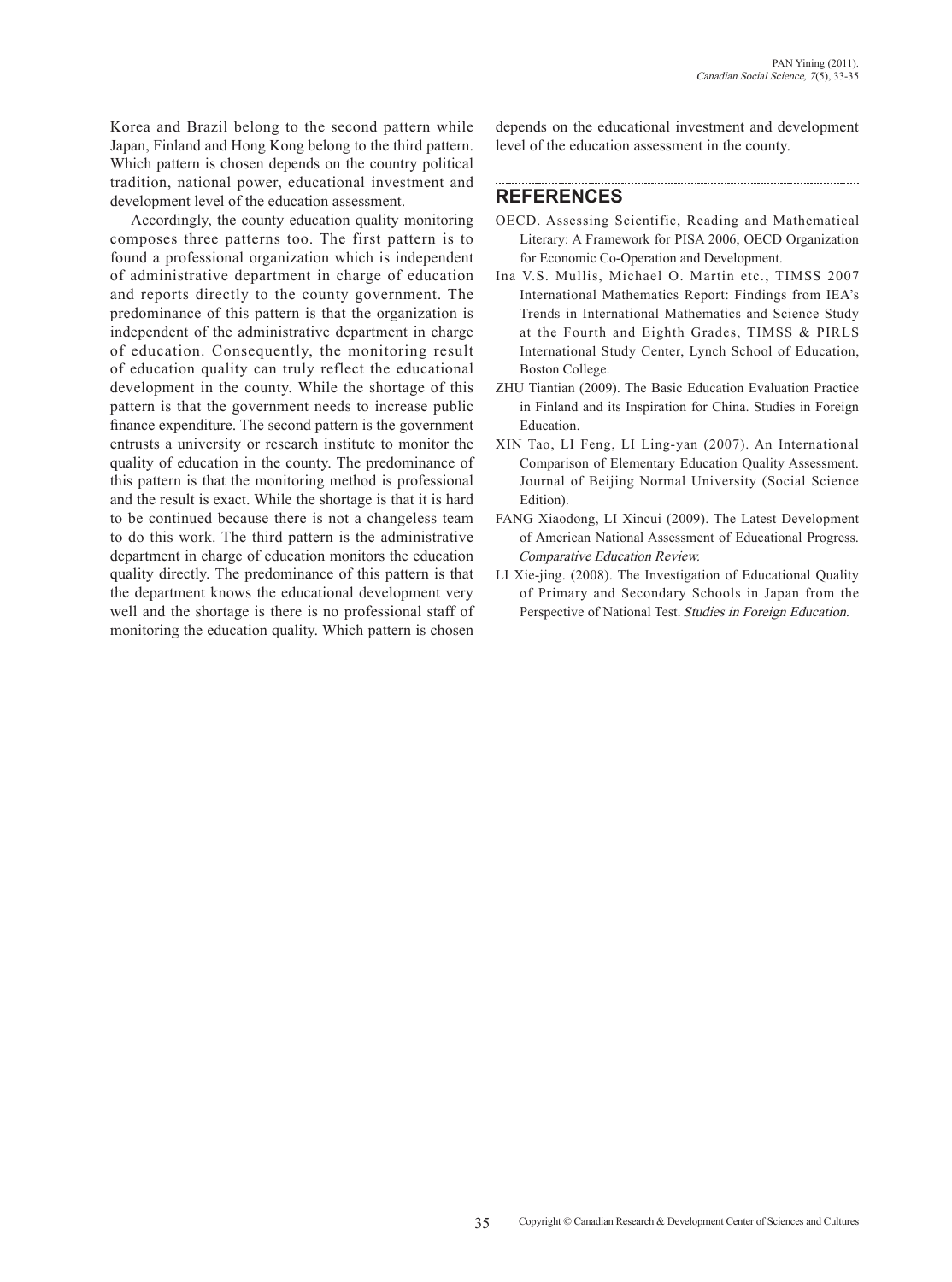Korea and Brazil belong to the second pattern while Japan, Finland and Hong Kong belong to the third pattern. Which pattern is chosen depends on the country political tradition, national power, educational investment and development level of the education assessment.

Accordingly, the county education quality monitoring composes three patterns too. The first pattern is to found a professional organization which is independent of administrative department in charge of education and reports directly to the county government. The predominance of this pattern is that the organization is independent of the administrative department in charge of education. Consequently, the monitoring result of education quality can truly reflect the educational development in the county. While the shortage of this pattern is that the government needs to increase public finance expenditure. The second pattern is the government entrusts a university or research institute to monitor the quality of education in the county. The predominance of this pattern is that the monitoring method is professional and the result is exact. While the shortage is that it is hard to be continued because there is not a changeless team to do this work. The third pattern is the administrative department in charge of education monitors the education quality directly. The predominance of this pattern is that the department knows the educational development very well and the shortage is there is no professional staff of monitoring the education quality. Which pattern is chosen depends on the educational investment and development level of the education assessment in the county.

## REFERENCES

OECD. Assessing Scientific, Reading and Mathematical Literary: A Framework for PISA 2006, OECD Organization for Economic Co-Operation and Development.

Ina V.S. Mullis, Michael O. Martin etc., TIMSS 2007 International Mathematics Report: Findings from IEA's Trends in International Mathematics and Science Study at the Fourth and Eighth Grades, TIMSS & PIRLS International Study Center, Lynch School of Education, Boston College.

ZHU Tiantian (2009). The Basic Education Evaluation Practice in Finland and its Inspiration for China. Studies in Foreign Education.

XIN Tao, LI Feng, LI Ling-yan (2007). An International Comparison of Elementary Education Quality Assessment. Journal of Beijing Normal University (Social Science Edition).

FANG Xiaodong, LI Xincui (2009). The Latest Development of American National Assessment of Educational Progress. *Comparative Education Review*.

LI Xie-jing. (2008). The Investigation of Educational Quality of Primary and Secondary Schools in Japan from the Perspective of National Test. *Studies in Foreign Education*.